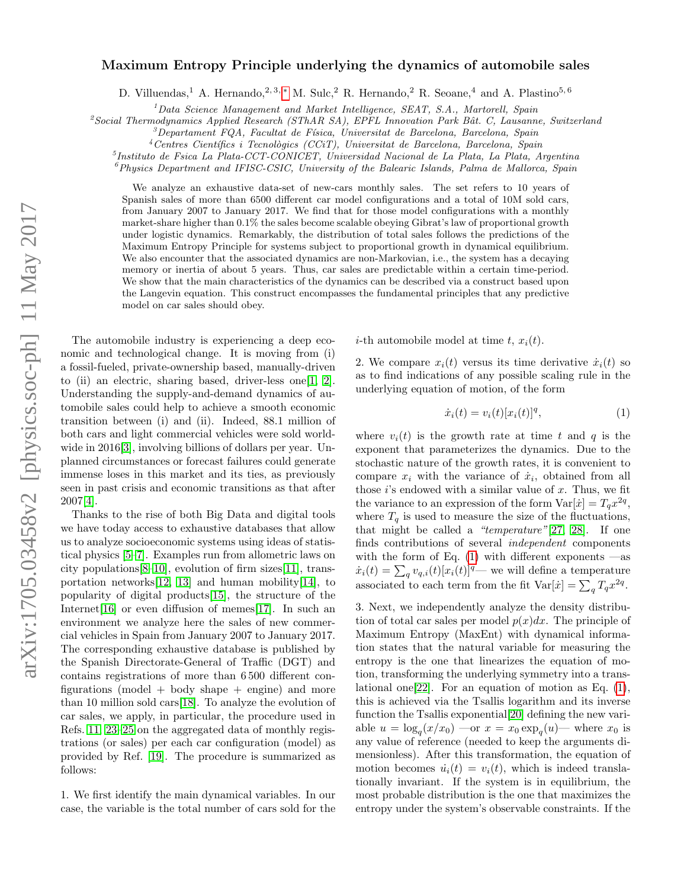# Maximum Entropy Principle underlying the dynamics of automobile sales

D. Villuendas,[1] A. Hernando,[2,3,*] M. Sulc,[2] R. Hernando,[2] R. Seoane,[4] and A. Plastino[5,6]

[1]Data Science Management and Market Intelligence, SEAT, S.A., Martorell, Spain
[2]Social Thermodynamics Applied Research (SThAR SA), EPFL Innovation Park Bât. C, Lausanne, Switzerland
[3]Departament FQA, Facultat de Física, Universitat de Barcelona, Barcelona, Spain
[4]Centres Científics i Tecnològics (CCiT), Universitat de Barcelona, Barcelona, Spain
[5]Instituto de Fsica La Plata-CCT-CONICET, Universidad Nacional de La Plata, La Plata, Argentina
[6]Physics Department and IFISC-CSIC, University of the Balearic Islands, Palma de Mallorca, Spain

We analyze an exhaustive data-set of new-cars monthly sales. The set refers to 10 years of Spanish sales of more than 6500 different car model configurations and a total of 10M sold cars, from January 2007 to January 2017. We find that for those model configurations with a monthly market-share higher than 0.1% the sales become scalable obeying Gibrat's law of proportional growth under logistic dynamics. Remarkably, the distribution of total sales follows the predictions of the Maximum Entropy Principle for systems subject to proportional growth in dynamical equilibrium. We also encounter that the associated dynamics are non-Markovian, i.e., the system has a decaying memory or inertia of about 5 years. Thus, car sales are predictable within a certain time-period. We show that the main characteristics of the dynamics can be described via a construct based upon the Langevin equation. This construct encompasses the fundamental principles that any predictive model on car sales should obey.

The automobile industry is experiencing a deep economic and technological change. It is moving from (i) a fossil-fueled, private-ownership based, manually-driven to (ii) an electric, sharing based, driver-less one[1, 2]. Understanding the supply-and-demand dynamics of automobile sales could help to achieve a smooth economic transition between (i) and (ii). Indeed, 88.1 million of both cars and light commercial vehicles were sold worldwide in 2016[3], involving billions of dollars per year. Unplanned circumstances or forecast failures could generate immense loses in this market and its ties, as previously seen in past crisis and economic transitions as that after 2007[4].

Thanks to the rise of both Big Data and digital tools we have today access to exhaustive databases that allow us to analyze socioeconomic systems using ideas of statistical physics [5–7]. Examples run from allometric laws on city populations[8–10], evolution of firm sizes[11], transportation networks[12, 13] and human mobility[14], to popularity of digital products[15], the structure of the Internet[16] or even diffusion of memes[17]. In such an environment we analyze here the sales of new commercial vehicles in Spain from January 2007 to January 2017. The corresponding exhaustive database is published by the Spanish Directorate-General of Traffic (DGT) and contains registrations of more than 6 500 different configurations (model + body shape + engine) and more than 10 million sold cars[18]. To analyze the evolution of car sales, we apply, in particular, the procedure used in Refs. 11, 23–25 on the aggregated data of monthly registrations (or sales) per each car configuration (model) as provided by Ref. [19]. The procedure is summarized as follows:

1. We first identify the main dynamical variables. In our case, the variable is the total number of cars sold for the $i$-th automobile model at time $t$, $x_i(t)$.

2. We compare $x_i(t)$ versus its time derivative $\dot{x}_i(t)$ so as to find indications of any possible scaling rule in the underlying equation of motion, of the form

$$\dot{x}_i(t) = v_i(t)[x_i(t)]^q, \tag{1}$$

where $v_i(t)$ is the growth rate at time $t$ and $q$ is the exponent that parameterizes the dynamics. Due to the stochastic nature of the growth rates, it is convenient to compare $x_i$ with the variance of $\dot{x}_i$, obtained from all those $i$'s endowed with a similar value of $x$. Thus, we fit the variance to an expression of the form $\mathrm{Var}[\dot{x}] = T_q x^{2q}$, where $T_q$ is used to measure the size of the fluctuations, that might be called a *"temperature"*[27, 28]. If one finds contributions of several *independent* components with the form of Eq. (1) with different exponents —as $\dot{x}_i(t) = \sum_q v_{q,i}(t)[x_i(t)]^q$— we will define a temperature associated to each term from the fit $\mathrm{Var}[\dot{x}] = \sum_q T_q x^{2q}$.

3. Next, we independently analyze the density distribution of total car sales per model $p(x)dx$. The principle of Maximum Entropy (MaxEnt) with dynamical information states that the natural variable for measuring the entropy is the one that linearizes the equation of motion, transforming the underlying symmetry into a translational one[22]. For an equation of motion as Eq. (1), this is achieved via the Tsallis logarithm and its inverse function the Tsallis exponential[20] defining the new variable $u = \log_q(x/x_0)$ —or $x = x_0 \exp_q(u)$— where $x_0$ is any value of reference (needed to keep the arguments dimensionless). After this transformation, the equation of motion becomes $\dot{u}_i(t) = v_i(t)$, which is indeed translationally invariant. If the system is in equilibrium, the most probable distribution is the one that maximizes the entropy under the system's observable constraints. If the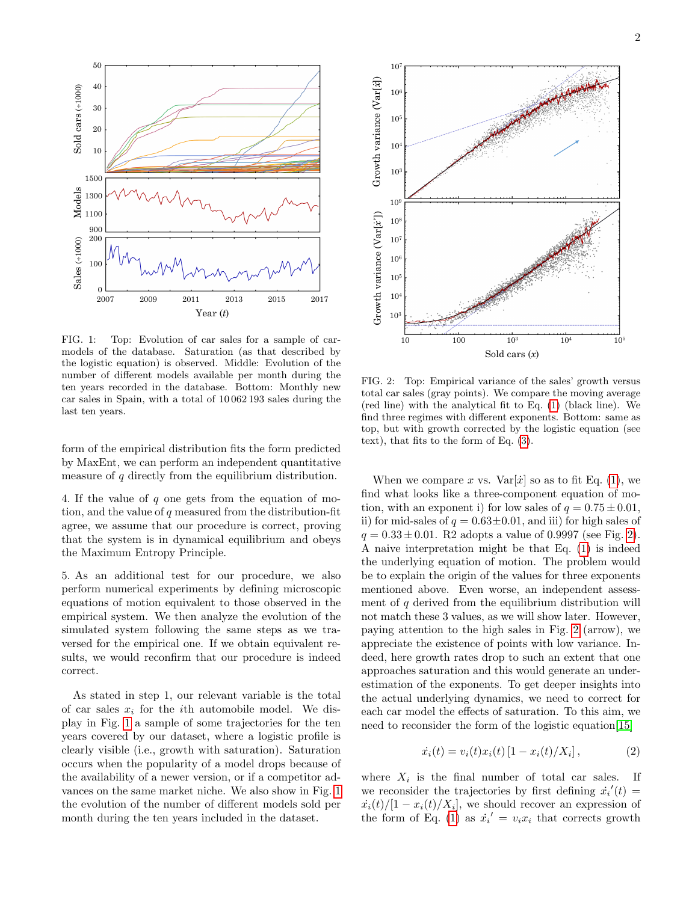FIG. 1: Top: Evolution of car sales for a sample of car-models of the database. Saturation (as that described by the logistic equation) is observed. Middle: Evolution of the number of different models available per month during the ten years recorded in the database. Bottom: Monthly new car sales in Spain, with a total of 10 062 193 sales during the last ten years.

form of the empirical distribution fits the form predicted by MaxEnt, we can perform an independent quantitative measure of $q$ directly from the equilibrium distribution.

4. If the value of $q$ one gets from the equation of motion, and the value of $q$ measured from the distribution-fit agree, we assume that our procedure is correct, proving that the system is in dynamical equilibrium and obeys the Maximum Entropy Principle.

5. As an additional test for our procedure, we also perform numerical experiments by defining microscopic equations of motion equivalent to those observed in the empirical system. We then analyze the evolution of the simulated system following the same steps as we traversed for the empirical one. If we obtain equivalent results, we would reconfirm that our procedure is indeed correct.

As stated in step 1, our relevant variable is the total of car sales $x_i$ for the $i$th automobile model. We display in Fig. 1 a sample of some trajectories for the ten years covered by our dataset, where a logistic profile is clearly visible (i.e., growth with saturation). Saturation occurs when the popularity of a model drops because of the availability of a newer version, or if a competitor advances on the same market niche. We also show in Fig. 1 the evolution of the number of different models sold per month during the ten years included in the dataset.

FIG. 2: Top: Empirical variance of the sales' growth versus total car sales (gray points). We compare the moving average (red line) with the analytical fit to Eq. (1) (black line). We find three regimes with different exponents. Bottom: same as top, but with growth corrected by the logistic equation (see text), that fits to the form of Eq. (3).

When we compare $x$ vs. $\mathrm{Var}[\dot{x}]$ so as to fit Eq. (1), we find what looks like a three-component equation of motion, with an exponent i) for low sales of $q = 0.75 \pm 0.01$, ii) for mid-sales of $q = 0.63 \pm 0.01$, and iii) for high sales of $q = 0.33 \pm 0.01$. R2 adopts a value of 0.9997 (see Fig. 2). A naive interpretation might be that Eq. (1) is indeed the underlying equation of motion. The problem would be to explain the origin of the values for three exponents mentioned above. Even worse, an independent assessment of $q$ derived from the equilibrium distribution will not match these 3 values, as we will show later. However, paying attention to the high sales in Fig. 2 (arrow), we appreciate the existence of points with low variance. Indeed, here growth rates drop to such an extent that one approaches saturation and this would generate an underestimation of the exponents. To get deeper insights into the actual underlying dynamics, we need to correct for each car model the effects of saturation. To this aim, we need to reconsider the form of the logistic equation[15]

$$\dot{x}_i(t) = v_i(t) x_i(t) \left[1 - x_i(t)/X_i\right], \tag{2}$$

where $X_i$ is the final number of total car sales. If we reconsider the trajectories by first defining $\dot{x}_i{}'(t) = \dot{x}_i(t)/[1 - x_i(t)/X_i]$, we should recover an expression of the form of Eq. (1) as $\dot{x}_i{}' = v_i x_i$ that corrects growth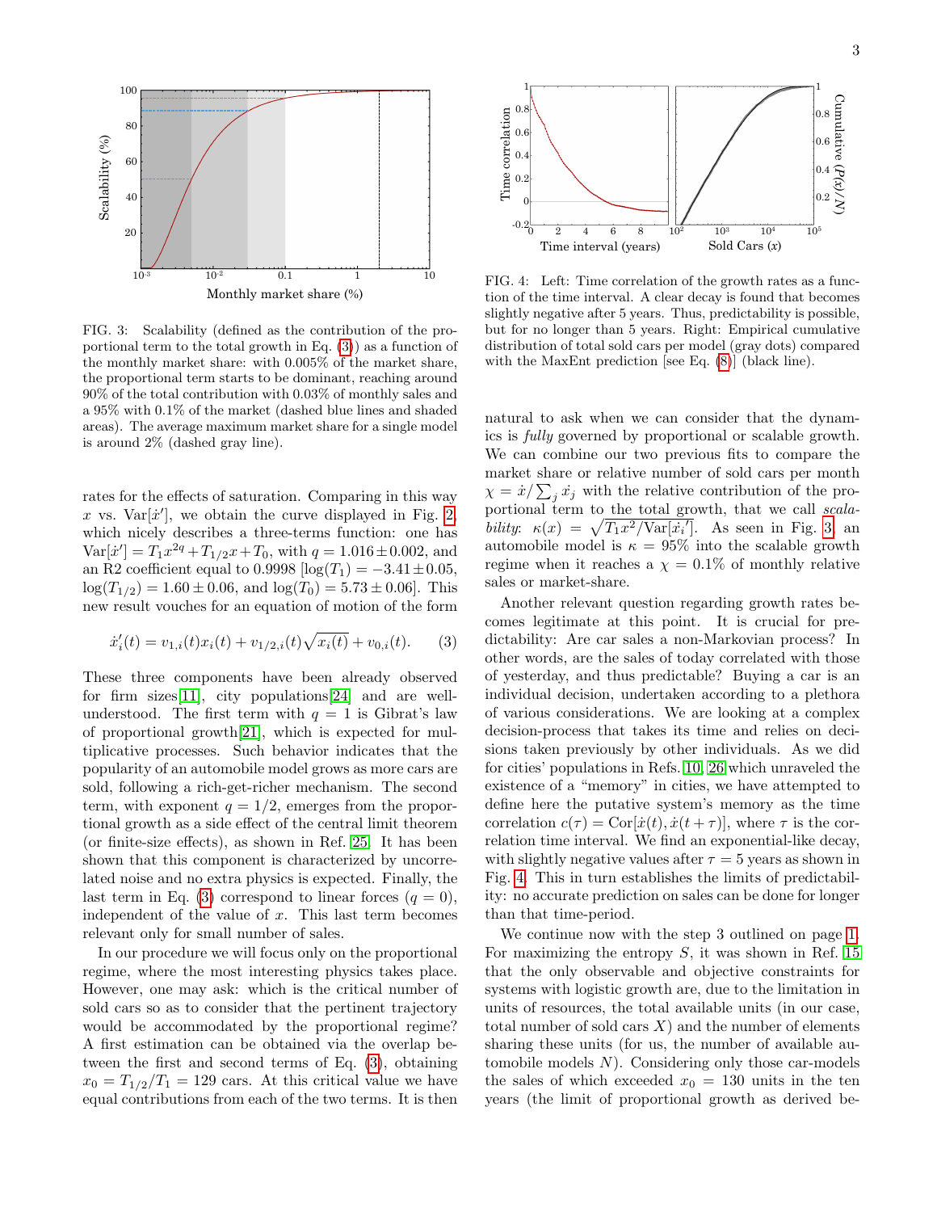FIG. 3: Scalability (defined as the contribution of the proportional term to the total growth in Eq. (3)) as a function of the monthly market share: with 0.005% of the market share, the proportional term starts to be dominant, reaching around 90% of the total contribution with 0.03% of monthly sales and a 95% with 0.1% of the market (dashed blue lines and shaded areas). The average maximum market share for a single model is around 2% (dashed gray line).

FIG. 4: Left: Time correlation of the growth rates as a function of the time interval. A clear decay is found that becomes slightly negative after 5 years. Thus, predictability is possible, but for no longer than 5 years. Right: Empirical cumulative distribution of total sold cars per model (gray dots) compared with the MaxEnt prediction [see Eq. (8)] (black line).

rates for the effects of saturation. Comparing in this way $x$ vs. $\mathrm{Var}[\dot{x}']$, we obtain the curve displayed in Fig. 2, which nicely describes a three-terms function: one has $\mathrm{Var}[\dot{x}'] = T_1 x^{2q} + T_{1/2} x + T_0$, with $q = 1.016 \pm 0.002$, and an R2 coefficient equal to 0.9998 [$\log(T_1) = -3.41 \pm 0.05$, $\log(T_{1/2}) = 1.60 \pm 0.06$, and $\log(T_0) = 5.73 \pm 0.06$]. This new result vouches for an equation of motion of the form

$$\dot{x}_i'(t) = v_{1,i}(t) x_i(t) + v_{1/2,i}(t) \sqrt{x_i(t)} + v_{0,i}(t). \tag{3}$$

These three components have been already observed for firm sizes[11], city populations[24] and are well-understood. The first term with $q = 1$ is Gibrat's law of proportional growth[21], which is expected for multiplicative processes. Such behavior indicates that the popularity of an automobile model grows as more cars are sold, following a rich-get-richer mechanism. The second term, with exponent $q = 1/2$, emerges from the proportional growth as a side effect of the central limit theorem (or finite-size effects), as shown in Ref. 25. It has been shown that this component is characterized by uncorrelated noise and no extra physics is expected. Finally, the last term in Eq. (3) correspond to linear forces ($q = 0$), independent of the value of $x$. This last term becomes relevant only for small number of sales.

In our procedure we will focus only on the proportional regime, where the most interesting physics takes place. However, one may ask: which is the critical number of sold cars so as to consider that the pertinent trajectory would be accommodated by the proportional regime? A first estimation can be obtained via the overlap between the first and second terms of Eq. (3), obtaining $x_0 = T_{1/2}/T_1 = 129$ cars. At this critical value we have equal contributions from each of the two terms. It is then natural to ask when we can consider that the dynamics is *fully* governed by proportional or scalable growth. We can combine our two previous fits to compare the market share or relative number of sold cars per month $\chi = \dot{x}/\sum_j \dot{x}_j$ with the relative contribution of the proportional term to the total growth, that we call *scalability*: $\kappa(x) = \sqrt{T_1 x^2/\mathrm{Var}[\dot{x}_i']}$. As seen in Fig. 3, an automobile model is $\kappa = 95\%$ into the scalable growth regime when it reaches a $\chi = 0.1\%$ of monthly relative sales or market-share.

Another relevant question regarding growth rates becomes legitimate at this point. It is crucial for predictability: Are car sales a non-Markovian process? In other words, are the sales of today correlated with those of yesterday, and thus predictable? Buying a car is an individual decision, undertaken according to a plethora of various considerations. We are looking at a complex decision-process that takes its time and relies on decisions taken previously by other individuals. As we did for cities' populations in Refs. 10, 26 which unraveled the existence of a "memory" in cities, we have attempted to define here the putative system's memory as the time correlation $c(\tau) = \mathrm{Cor}[\dot{x}(t), \dot{x}(t+\tau)]$, where $\tau$ is the correlation time interval. We find an exponential-like decay, with slightly negative values after $\tau = 5$ years as shown in Fig. 4. This in turn establishes the limits of predictability: no accurate prediction on sales can be done for longer than that time-period.

We continue now with the step 3 outlined on page 1. For maximizing the entropy $S$, it was shown in Ref. 15 that the only observable and objective constraints for systems with logistic growth are, due to the limitation in units of resources, the total available units (in our case, total number of sold cars $X$) and the number of elements sharing these units (for us, the number of available automobile models $N$). Considering only those car-models the sales of which exceeded $x_0 = 130$ units in the ten years (the limit of proportional growth as derived be-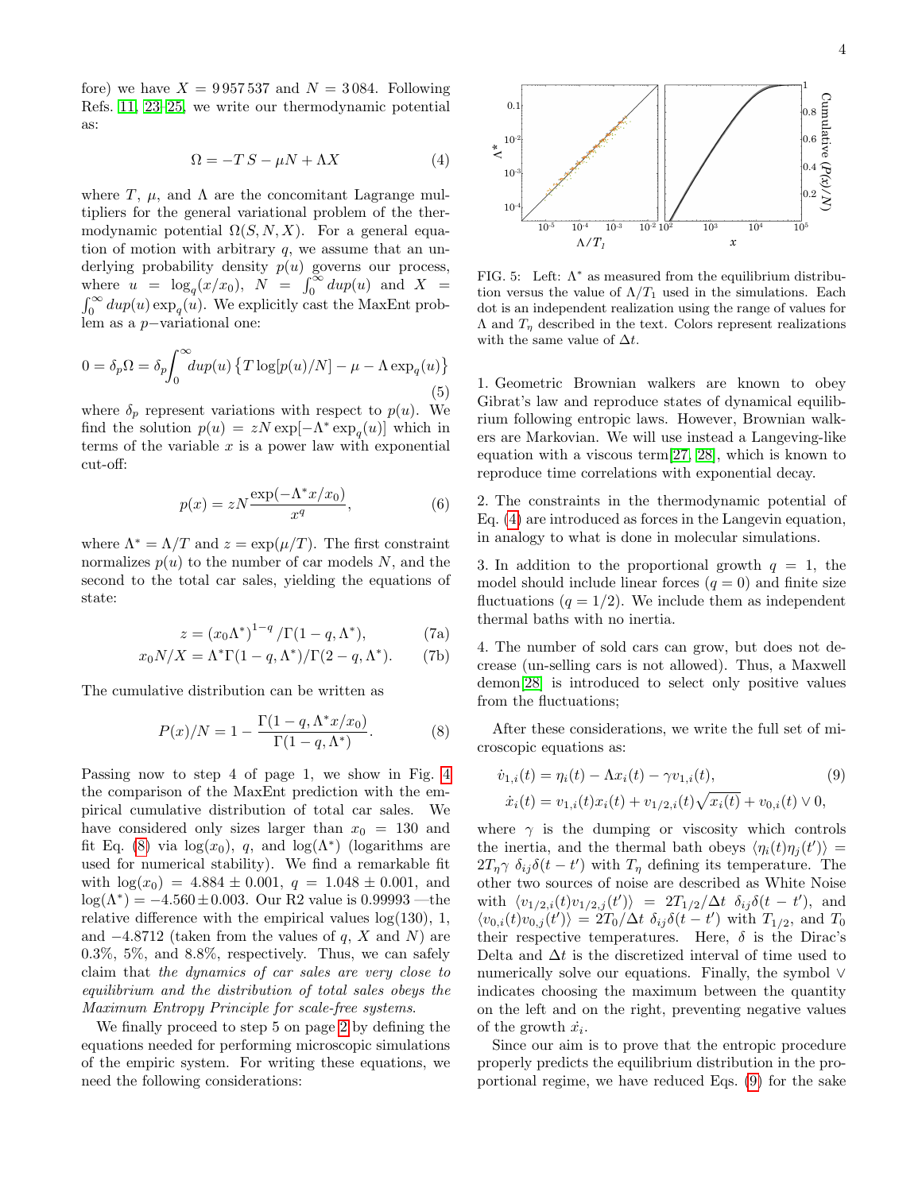fore) we have $X = 9\,957\,537$ and $N = 3\,084$. Following Refs. [11, 23–25], we write our thermodynamic potential as:

$$\Omega = -T\,S - \mu N + \Lambda X \tag{4}$$

where $T$, $\mu$, and $\Lambda$ are the concomitant Lagrange multipliers for the general variational problem of the thermodynamic potential $\Omega(S, N, X)$. For a general equation of motion with arbitrary $q$, we assume that an underlying probability density $p(u)$ governs our process, where $u = \log_q(x/x_0)$, $N = \int_0^\infty dup(u)$ and $X = \int_0^\infty dup(u)\exp_q(u)$. We explicitly cast the MaxEnt problem as a $p-$variational one:

$$0 = \delta_p \Omega = \delta_p \int_0^\infty dup(u)\left\{T\log[p(u)/N] - \mu - \Lambda \exp_q(u)\right\} \tag{5}$$

where $\delta_p$ represent variations with respect to $p(u)$. We find the solution $p(u) = zN\exp[-\Lambda^* \exp_q(u)]$ which in terms of the variable $x$ is a power law with exponential cut-off:

$$p(x) = zN\frac{\exp(-\Lambda^* x/x_0)}{x^q}, \tag{6}$$

where $\Lambda^* = \Lambda/T$ and $z = \exp(\mu/T)$. The first constraint normalizes $p(u)$ to the number of car models $N$, and the second to the total car sales, yielding the equations of state:

$$z = (x_0\Lambda^*)^{1-q}/\Gamma(1-q, \Lambda^*), \tag{7a}$$

$$x_0 N/X = \Lambda^*\Gamma(1-q, \Lambda^*)/\Gamma(2-q, \Lambda^*). \tag{7b}$$

The cumulative distribution can be written as

$$P(x)/N = 1 - \frac{\Gamma(1-q, \Lambda^* x/x_0)}{\Gamma(1-q, \Lambda^*)}. \tag{8}$$

Passing now to step 4 of page 1, we show in Fig. 4 the comparison of the MaxEnt prediction with the empirical cumulative distribution of total car sales. We have considered only sizes larger than $x_0 = 130$ and fit Eq. (8) via $\log(x_0)$, $q$, and $\log(\Lambda^*)$ (logarithms are used for numerical stability). We find a remarkable fit with $\log(x_0) = 4.884 \pm 0.001$, $q = 1.048 \pm 0.001$, and $\log(\Lambda^*) = -4.560 \pm 0.003$. Our R2 value is 0.99993 —the relative difference with the empirical values log(130), 1, and $-4.8712$ (taken from the values of $q$, $X$ and $N$) are 0.3%, 5%, and 8.8%, respectively. Thus, we can safely claim that *the dynamics of car sales are very close to equilibrium and the distribution of total sales obeys the Maximum Entropy Principle for scale-free systems*.

We finally proceed to step 5 on page 2 by defining the equations needed for performing microscopic simulations of the empiric system. For writing these equations, we need the following considerations:

FIG. 5: Left: $\Lambda^*$ as measured from the equilibrium distribution versus the value of $\Lambda/T_1$ used in the simulations. Each dot is an independent realization using the range of values for $\Lambda$ and $T_\eta$ described in the text. Colors represent realizations with the same value of $\Delta t$.

1. Geometric Brownian walkers are known to obey Gibrat's law and reproduce states of dynamical equilibrium following entropic laws. However, Brownian walkers are Markovian. We will use instead a Langeving-like equation with a viscous term[27, 28], which is known to reproduce time correlations with exponential decay.

2. The constraints in the thermodynamic potential of Eq. (4) are introduced as forces in the Langevin equation, in analogy to what is done in molecular simulations.

3. In addition to the proportional growth $q = 1$, the model should include linear forces ($q = 0$) and finite size fluctuations ($q = 1/2$). We include them as independent thermal baths with no inertia.

4. The number of sold cars can grow, but does not decrease (un-selling cars is not allowed). Thus, a Maxwell demon[28] is introduced to select only positive values from the fluctuations;

After these considerations, we write the full set of microscopic equations as:

$$\begin{aligned}
\dot{v}_{1,i}(t) &= \eta_i(t) - \Lambda x_i(t) - \gamma v_{1,i}(t), \\
\dot{x}_i(t) &= v_{1,i}(t)x_i(t) + v_{1/2,i}(t)\sqrt{x_i(t)} + v_{0,i}(t) \vee 0,
\end{aligned} \tag{9}$$

where $\gamma$ is the dumping or viscosity which controls the inertia, and the thermal bath obeys $\langle \eta_i(t)\eta_j(t')\rangle = 2T_\eta\gamma\ \delta_{ij}\delta(t-t')$ with $T_\eta$ defining its temperature. The other two sources of noise are described as White Noise with $\langle v_{1/2,i}(t)v_{1/2,j}(t')\rangle = 2T_{1/2}/\Delta t\ \delta_{ij}\delta(t-t')$, and $\langle v_{0,i}(t)v_{0,j}(t')\rangle = 2T_0/\Delta t\ \delta_{ij}\delta(t-t')$ with $T_{1/2}$, and $T_0$ their respective temperatures. Here, $\delta$ is the Dirac's Delta and $\Delta t$ is the discretized interval of time used to numerically solve our equations. Finally, the symbol $\vee$ indicates choosing the maximum between the quantity on the left and on the right, preventing negative values of the growth $\dot{x}_i$.

Since our aim is to prove that the entropic procedure properly predicts the equilibrium distribution in the proportional regime, we have reduced Eqs. (9) for the sake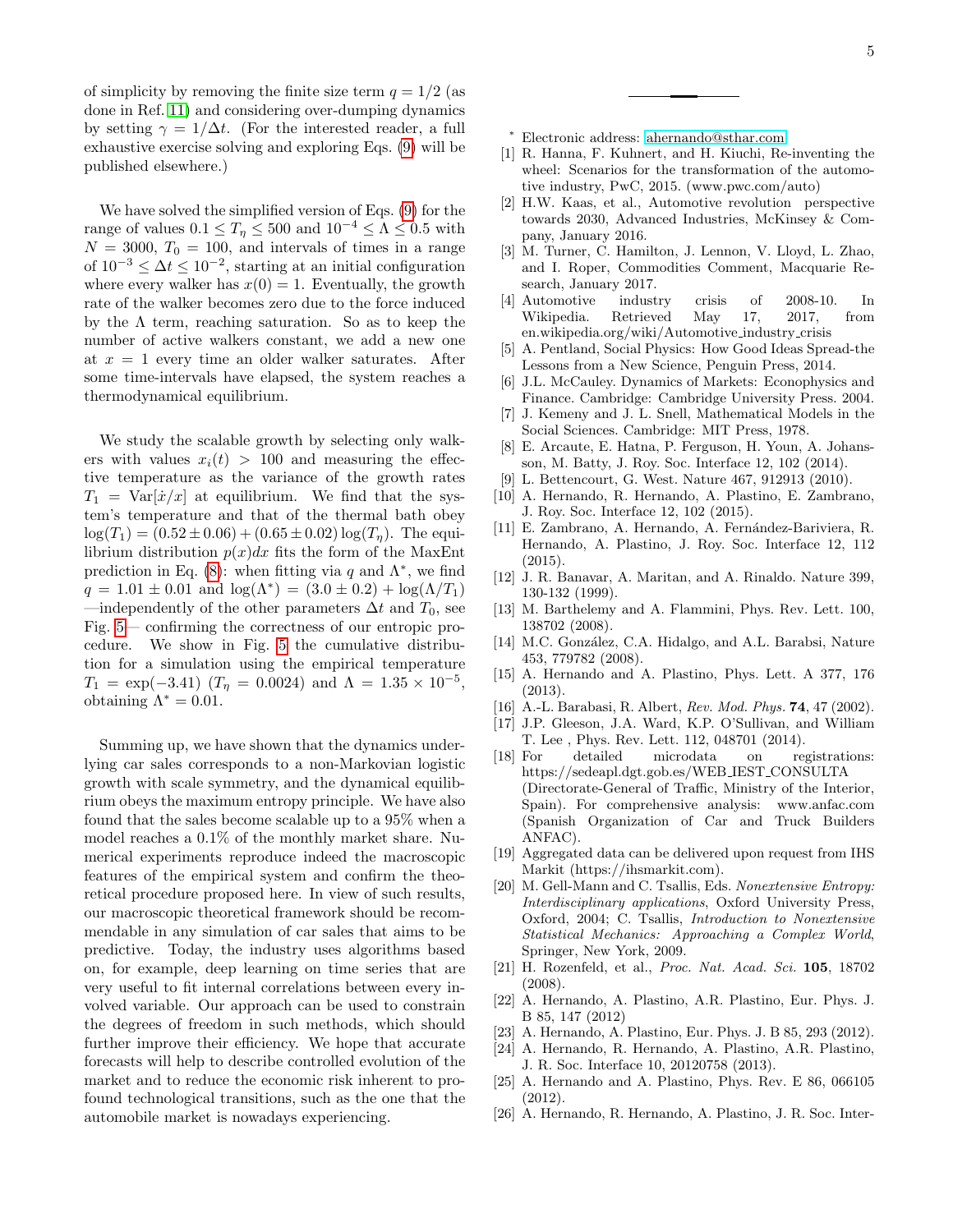of simplicity by removing the finite size term $q = 1/2$ (as done in Ref. [11]) and considering over-dumping dynamics by setting $\gamma = 1/\Delta t$. (For the interested reader, a full exhaustive exercise solving and exploring Eqs. (9) will be published elsewhere.)

We have solved the simplified version of Eqs. (9) for the range of values $0.1 \leq T_\eta \leq 500$ and $10^{-4} \leq \Lambda \leq 0.5$ with $N = 3000$, $T_0 = 100$, and intervals of times in a range of $10^{-3} \leq \Delta t \leq 10^{-2}$, starting at an initial configuration where every walker has $x(0) = 1$. Eventually, the growth rate of the walker becomes zero due to the force induced by the $\Lambda$ term, reaching saturation. So as to keep the number of active walkers constant, we add a new one at $x = 1$ every time an older walker saturates. After some time-intervals have elapsed, the system reaches a thermodynamical equilibrium.

We study the scalable growth by selecting only walkers with values $x_i(t) > 100$ and measuring the effective temperature as the variance of the growth rates $T_1 = \mathrm{Var}[\dot{x}/x]$ at equilibrium. We find that the system's temperature and that of the thermal bath obey $\log(T_1) = (0.52 \pm 0.06) + (0.65 \pm 0.02) \log(T_\eta)$. The equilibrium distribution $p(x)dx$ fits the form of the MaxEnt prediction in Eq. (8): when fitting via $q$ and $\Lambda^*$, we find $q = 1.01 \pm 0.01$ and $\log(\Lambda^*) = (3.0 \pm 0.2) + \log(\Lambda/T_1)$ —independently of the other parameters $\Delta t$ and $T_0$, see Fig. 5— confirming the correctness of our entropic procedure. We show in Fig. 5 the cumulative distribution for a simulation using the empirical temperature $T_1 = \exp(-3.41)$ ($T_\eta = 0.0024$) and $\Lambda = 1.35 \times 10^{-5}$, obtaining $\Lambda^* = 0.01$.

Summing up, we have shown that the dynamics underlying car sales corresponds to a non-Markovian logistic growth with scale symmetry, and the dynamical equilibrium obeys the maximum entropy principle. We have also found that the sales become scalable up to a 95% when a model reaches a 0.1% of the monthly market share. Numerical experiments reproduce indeed the macroscopic features of the empirical system and confirm the theoretical procedure proposed here. In view of such results, our macroscopic theoretical framework should be recommendable in any simulation of car sales that aims to be predictive. Today, the industry uses algorithms based on, for example, deep learning on time series that are very useful to fit internal correlations between every involved variable. Our approach can be used to constrain the degrees of freedom in such methods, which should further improve their efficiency. We hope that accurate forecasts will help to describe controlled evolution of the market and to reduce the economic risk inherent to profound technological transitions, such as the one that the automobile market is nowadays experiencing.

---

* Electronic address: ahernando@sthar.com

[1] R. Hanna, F. Kuhnert, and H. Kiuchi, Re-inventing the wheel: Scenarios for the transformation of the automotive industry, PwC, 2015. (www.pwc.com/auto)

[2] H.W. Kaas, et al., Automotive revolution perspective towards 2030, Advanced Industries, McKinsey & Company, January 2016.

[3] M. Turner, C. Hamilton, J. Lennon, V. Lloyd, L. Zhao, and I. Roper, Commodities Comment, Macquarie Research, January 2017.

[4] Automotive industry crisis of 2008-10. In Wikipedia. Retrieved May 17, 2017, from en.wikipedia.org/wiki/Automotive_industry_crisis

[5] A. Pentland, Social Physics: How Good Ideas Spread-the Lessons from a New Science, Penguin Press, 2014.

[6] J.L. McCauley. Dynamics of Markets: Econophysics and Finance. Cambridge: Cambridge University Press. 2004.

[7] J. Kemeny and J. L. Snell, Mathematical Models in the Social Sciences. Cambridge: MIT Press, 1978.

[8] E. Arcaute, E. Hatna, P. Ferguson, H. Youn, A. Johansson, M. Batty, J. Roy. Soc. Interface 12, 102 (2014).

[9] L. Bettencourt, G. West. Nature 467, 912913 (2010).

[10] A. Hernando, R. Hernando, A. Plastino, E. Zambrano, J. Roy. Soc. Interface 12, 102 (2015).

[11] E. Zambrano, A. Hernando, A. Fernández-Bariviera, R. Hernando, A. Plastino, J. Roy. Soc. Interface 12, 112 (2015).

[12] J. R. Banavar, A. Maritan, and A. Rinaldo. Nature 399, 130-132 (1999).

[13] M. Barthelemy and A. Flammini, Phys. Rev. Lett. 100, 138702 (2008).

[14] M.C. González, C.A. Hidalgo, and A.L. Barabsi, Nature 453, 779782 (2008).

[15] A. Hernando and A. Plastino, Phys. Lett. A 377, 176 (2013).

[16] A.-L. Barabasi, R. Albert, *Rev. Mod. Phys.* **74**, 47 (2002).

[17] J.P. Gleeson, J.A. Ward, K.P. O'Sullivan, and William T. Lee , Phys. Rev. Lett. 112, 048701 (2014).

[18] For detailed microdata on registrations: https://sedeapl.dgt.gob.es/WEB_IEST_CONSULTA (Directorate-General of Traffic, Ministry of the Interior, Spain). For comprehensive analysis: www.anfac.com (Spanish Organization of Car and Truck Builders ANFAC).

[19] Aggregated data can be delivered upon request from IHS Markit (https://ihsmarkit.com).

[20] M. Gell-Mann and C. Tsallis, Eds. *Nonextensive Entropy: Interdisciplinary applications*, Oxford University Press, Oxford, 2004; C. Tsallis, *Introduction to Nonextensive Statistical Mechanics: Approaching a Complex World*, Springer, New York, 2009.

[21] H. Rozenfeld, et al., *Proc. Nat. Acad. Sci.* **105**, 18702 (2008).

[22] A. Hernando, A. Plastino, A.R. Plastino, Eur. Phys. J. B 85, 147 (2012)

[23] A. Hernando, A. Plastino, Eur. Phys. J. B 85, 293 (2012).

[24] A. Hernando, R. Hernando, A. Plastino, A.R. Plastino, J. R. Soc. Interface 10, 20120758 (2013).

[25] A. Hernando and A. Plastino, Phys. Rev. E 86, 066105 (2012).

[26] A. Hernando, R. Hernando, A. Plastino, J. R. Soc. Inter-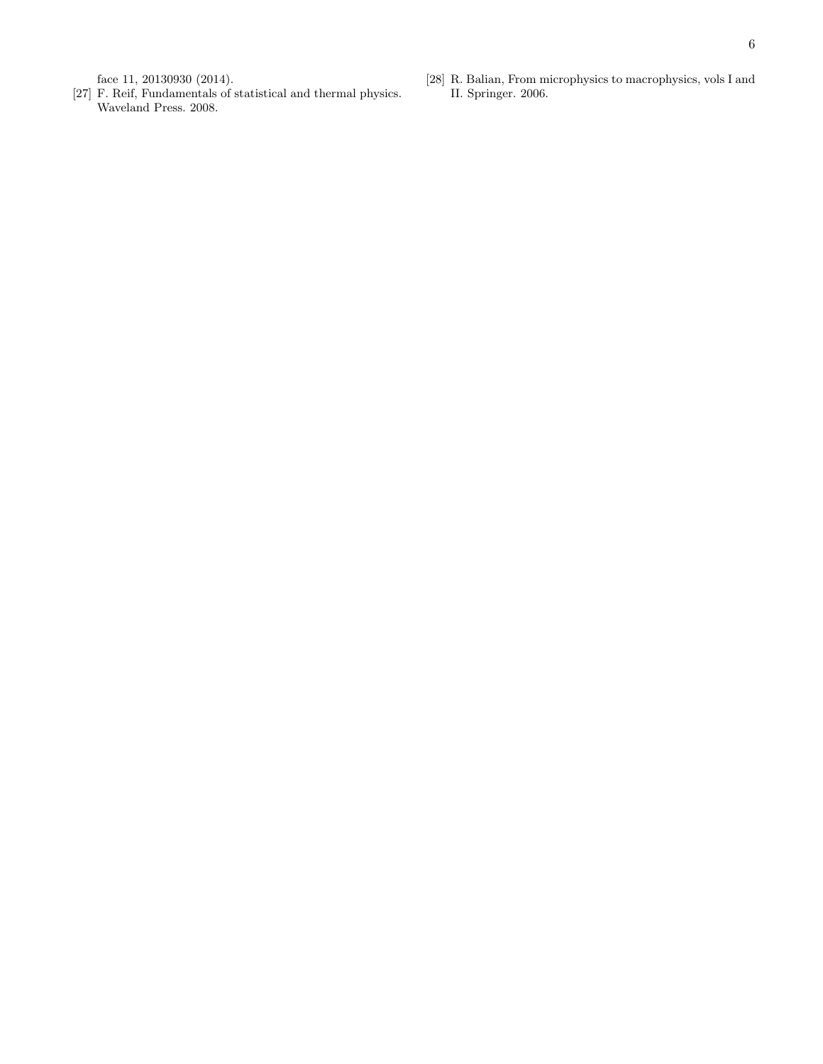face 11, 20130930 (2014).

[27] F. Reif, Fundamentals of statistical and thermal physics. Waveland Press. 2008.

[28] R. Balian, From microphysics to macrophysics, vols I and II. Springer. 2006.